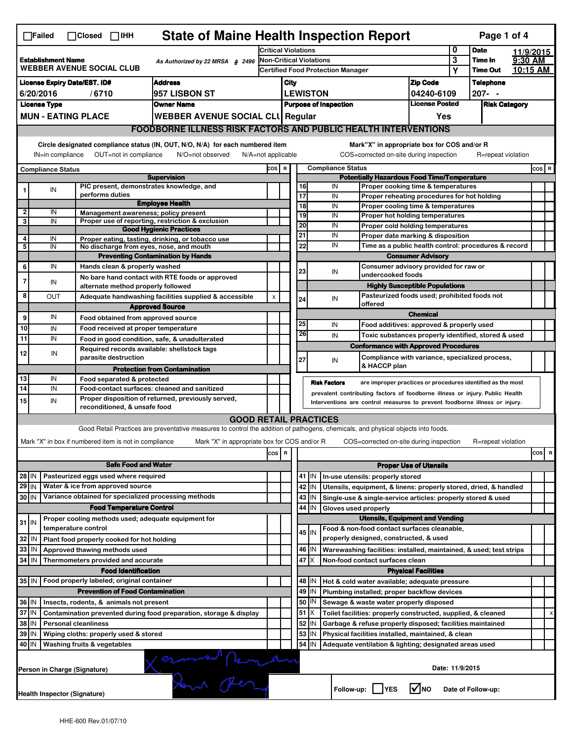☐Failed ☐Closed ☐IHH

# State of Maine Health Inspection Report

| | | | | |
|---|---|---|---|---|
| **Establishment Name** WEBBER AVENUE SOCIAL CLUB | As Authorized by 22 MRSA § 2496 | Critical Violations | 0 | **Date** 11/9/2015 |
| | | Non-Critical Violations | 3 | **Time In** 9:30 AM |
| | | Certified Food Protection Manager | Y | **Time Out** 10:15 AM |

| License Expiry Date/EST. ID# | Address | City | Zip Code | Telephone |
|---|---|---|---|---|
| 6/20/2016 / 6710 | 957 LISBON ST | LEWISTON | 04240-6109 | 207- - |

| License Type | Owner Name | Purpose of Inspection | License Posted | Risk Category |
|---|---|---|---|---|
| MUN - EATING PLACE | WEBBER AVENUE SOCIAL CLU | Regular | Yes | |

## FOODBORNE ILLNESS RISK FACTORS AND PUBLIC HEALTH INTERVENTIONS

Circle designated compliance status (IN, OUT, N/O, N/A) for each numbered item
IN=in compliance OUT=not in compliance N/O=not observed N/A=not applicable

Mark"X" in appropriate box for COS and/or R
COS=corrected on-site during inspection R=repeat violation

| # | Compliance Status | Item | COS | R |
|---|---|---|---|---|
| | | **Supervision** | | |
| 1 | IN | PIC present, demonstrates knowledge, and performs duties | | |
| | | **Employee Health** | | |
| 2 | IN | Management awareness; policy present | | |
| 3 | IN | Proper use of reporting, restriction & exclusion | | |
| | | **Good Hygienic Practices** | | |
| 4 | IN | Proper eating, tasting, drinking, or tobacco use | | |
| 5 | IN | No discharge from eyes, nose, and mouth | | |
| | | **Preventing Contamination by Hands** | | |
| 6 | IN | Hands clean & properly washed | | |
| 7 | IN | No bare hand contact with RTE foods or approved alternate method properly followed | | |
| 8 | OUT | Adequate handwashing facilities supplied & accessible | x | |
| | | **Approved Source** | | |
| 9 | IN | Food obtained from approved source | | |
| 10 | IN | Food received at proper temperature | | |
| 11 | IN | Food in good condition, safe, & unadulterated | | |
| 12 | IN | Required records available: shellstock tags parasite destruction | | |
| | | **Protection from Contamination** | | |
| 13 | IN | Food separated & protected | | |
| 14 | IN | Food-contact surfaces: cleaned and sanitized | | |
| 15 | IN | Proper disposition of returned, previously served, reconditioned, & unsafe food | | |
| | | **Potentially Hazardous Food Time/Temperature** | | |
| 16 | IN | Proper cooking time & temperatures | | |
| 17 | IN | Proper reheating procedures for hot holding | | |
| 18 | IN | Proper cooling time & temperatures | | |
| 19 | IN | Proper hot holding temperatures | | |
| 20 | IN | Proper cold holding temperatures | | |
| 21 | IN | Proper date marking & disposition | | |
| 22 | IN | Time as a public health control: procedures & record | | |
| | | **Consumer Advisory** | | |
| 23 | IN | Consumer advisory provided for raw or undercooked foods | | |
| | | **Highly Susceptible Populations** | | |
| 24 | IN | Pasteurized foods used; prohibited foods not offered | | |
| | | **Chemical** | | |
| 25 | IN | Food additives: approved & properly used | | |
| 26 | IN | Toxic substances properly identified, stored & used | | |
| | | **Conformance with Approved Procedures** | | |
| 27 | IN | Compliance with variance, specialized process, & HACCP plan | | |

**Risk Factors** are improper practices or procedures identified as the most prevalent contributing factors of foodborne illness or injury. Public Health Interventions are control measures to prevent foodborne illness or injury.

## GOOD RETAIL PRACTICES

Good Retail Practices are preventative measures to control the addition of pathogens, chemicals, and physical objects into foods.

Mark "X" in box if numbered item is not in compliance Mark "X" in appropriate box for COS and/or R COS=corrected on-site during inspection R=repeat violation

| # | Status | Item | COS | R |
|---|---|---|---|---|
| | | **Safe Food and Water** | | |
| 28 | IN | Pasteurized eggs used where required | | |
| 29 | IN | Water & ice from approved source | | |
| 30 | IN | Variance obtained for specialized processing methods | | |
| | | **Food Temperature Control** | | |
| 31 | IN | Proper cooling methods used; adequate equipment for temperature control | | |
| 32 | IN | Plant food properly cooked for hot holding | | |
| 33 | IN | Approved thawing methods used | | |
| 34 | IN | Thermometers provided and accurate | | |
| | | **Food Identification** | | |
| 35 | IN | Food properly labeled; original container | | |
| | | **Prevention of Food Contamination** | | |
| 36 | IN | Insects, rodents, & animals not present | | |
| 37 | IN | Contamination prevented during food preparation, storage & display | | |
| 38 | IN | Personal cleanliness | | |
| 39 | IN | Wiping cloths: properly used & stored | | |
| 40 | IN | Washing fruits & vegetables | | |
| | | **Proper Use of Utensils** | | |
| 41 | IN | In-use utensils: properly stored | | |
| 42 | IN | Utensils, equipment, & linens: properly stored, dried, & handled | | |
| 43 | IN | Single-use & single-service articles: properly stored & used | | |
| 44 | IN | Gloves used properly | | |
| | | **Utensils, Equipment and Vending** | | |
| 45 | IN | Food & non-food contact surfaces cleanable, properly designed, constructed, & used | | |
| 46 | IN | Warewashing facilities: installed, maintained, & used; test strips | | |
| 47 | X | Non-food contact surfaces clean | | |
| | | **Physical Facilities** | | |
| 48 | IN | Hot & cold water available; adequate pressure | | |
| 49 | IN | Plumbing installed; proper backflow devices | | |
| 50 | IN | Sewage & waste water properly disposed | | |
| 51 | X | Toilet facilities: properly constructed, supplied, & cleaned | | x |
| 52 | IN | Garbage & refuse properly disposed; facilities maintained | | |
| 53 | IN | Physical facilities installed, maintained, & clean | | |
| 54 | IN | Adequate ventilation & lighting; designated areas used | | |

Person in Charge (Signature)

Health Inspector (Signature)

Date: 11/9/2015

Follow-up: ☐YES ☑NO Date of Follow-up:

HHE-600 Rev.01/07/10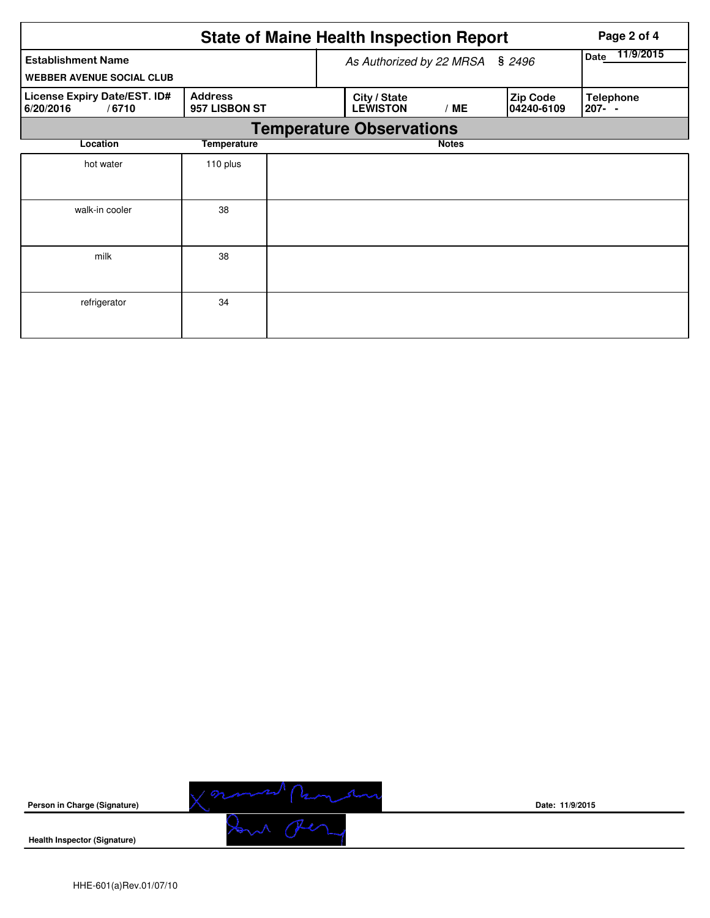# State of Maine Health Inspection Report

| Establishment Name | As Authorized by 22 MRSA § 2496 | | | Date 11/9/2015 |
|---|---|---|---|---|
| WEBBER AVENUE SOCIAL CLUB | | | | |
| **License Expiry Date/EST. ID#** 6/20/2016 / 6710 | **Address** 957 LISBON ST | **City / State** LEWISTON / ME | **Zip Code** 04240-6109 | **Telephone** 207- - |

## Temperature Observations

| Location | Temperature | Notes |
|---|---|---|
| hot water | 110 plus | |
| walk-in cooler | 38 | |
| milk | 38 | |
| refrigerator | 34 | |

**Person in Charge (Signature)** Date: 11/9/2015

**Health Inspector (Signature)**

HHE-601(a)Rev.01/07/10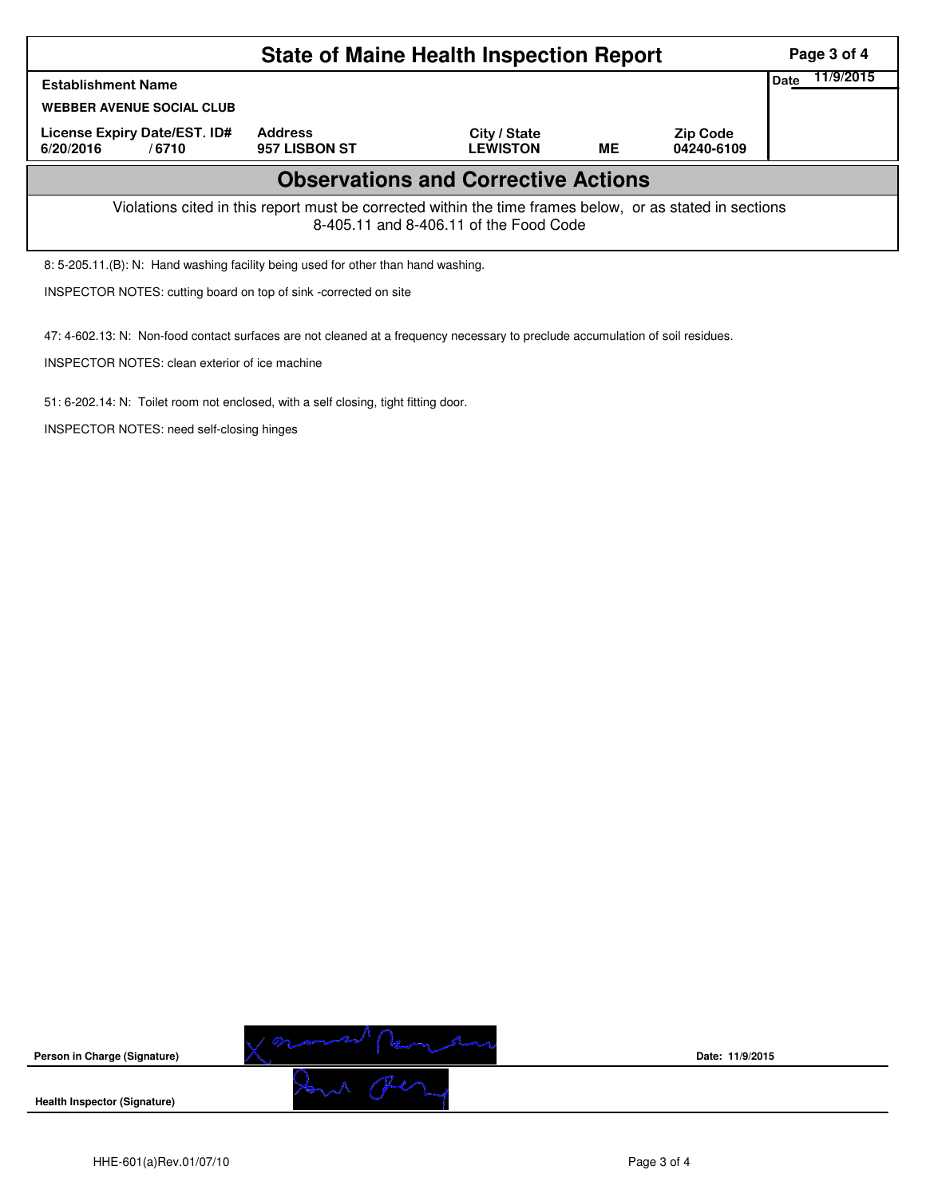# State of Maine Health Inspection Report

| Establishment Name | | | | | Date 11/9/2015 |
|---|---|---|---|---|---|
| WEBBER AVENUE SOCIAL CLUB | | | | | |
| License Expiry Date/EST. ID# | Address | City / State | | Zip Code | |
| 6/20/2016 / 6710 | 957 LISBON ST | LEWISTON | ME | 04240-6109 | |

## Observations and Corrective Actions

Violations cited in this report must be corrected within the time frames below, or as stated in sections 8-405.11 and 8-406.11 of the Food Code

8: 5-205.11.(B): N: Hand washing facility being used for other than hand washing.

INSPECTOR NOTES: cutting board on top of sink -corrected on site

47: 4-602.13: N: Non-food contact surfaces are not cleaned at a frequency necessary to preclude accumulation of soil residues.

INSPECTOR NOTES: clean exterior of ice machine

51: 6-202.14: N: Toilet room not enclosed, with a self closing, tight fitting door.

INSPECTOR NOTES: need self-closing hinges

Person in Charge (Signature) Date: 11/9/2015

Health Inspector (Signature)

HHE-601(a)Rev.01/07/10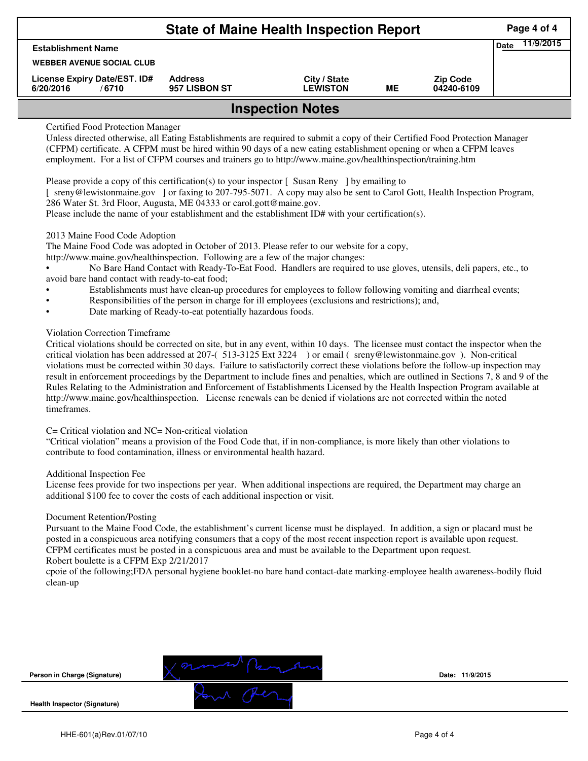# State of Maine Health Inspection Report

| Establishment Name | | | | | Date 11/9/2015 |
|---|---|---|---|---|---|
| WEBBER AVENUE SOCIAL CLUB | | | | | |
| License Expiry Date/EST. ID# | Address | City / State | | Zip Code | |
| 6/20/2016 / 6710 | 957 LISBON ST | LEWISTON | ME | 04240-6109 | |

## Inspection Notes

Certified Food Protection Manager

Unless directed otherwise, all Eating Establishments are required to submit a copy of their Certified Food Protection Manager (CFPM) certificate. A CFPM must be hired within 90 days of a new eating establishment opening or when a CFPM leaves employment. For a list of CFPM courses and trainers go to http://www.maine.gov/healthinspection/training.htm

Please provide a copy of this certification(s) to your inspector [ Susan Reny ] by emailing to [ sreny@lewistonmaine.gov ] or faxing to 207-795-5071. A copy may also be sent to Carol Gott, Health Inspection Program, 286 Water St. 3rd Floor, Augusta, ME 04333 or carol.gott@maine.gov.

Please include the name of your establishment and the establishment ID# with your certification(s).

2013 Maine Food Code Adoption

The Maine Food Code was adopted in October of 2013. Please refer to our website for a copy, http://www.maine.gov/healthinspection. Following are a few of the major changes:

- No Bare Hand Contact with Ready-To-Eat Food. Handlers are required to use gloves, utensils, deli papers, etc., to avoid bare hand contact with ready-to-eat food;
- Establishments must have clean-up procedures for employees to follow following vomiting and diarrheal events;
- Responsibilities of the person in charge for ill employees (exclusions and restrictions); and,
- Date marking of Ready-to-eat potentially hazardous foods.

Violation Correction Timeframe

Critical violations should be corrected on site, but in any event, within 10 days. The licensee must contact the inspector when the critical violation has been addressed at 207-( 513-3125 Ext 3224 ) or email ( sreny@lewistonmaine.gov ). Non-critical violations must be corrected within 30 days. Failure to satisfactorily correct these violations before the follow-up inspection may result in enforcement proceedings by the Department to include fines and penalties, which are outlined in Sections 7, 8 and 9 of the Rules Relating to the Administration and Enforcement of Establishments Licensed by the Health Inspection Program available at http://www.maine.gov/healthinspection. License renewals can be denied if violations are not corrected within the noted timeframes.

C= Critical violation and NC= Non-critical violation

"Critical violation" means a provision of the Food Code that, if in non-compliance, is more likely than other violations to contribute to food contamination, illness or environmental health hazard.

Additional Inspection Fee

License fees provide for two inspections per year. When additional inspections are required, the Department may charge an additional $100 fee to cover the costs of each additional inspection or visit.

Document Retention/Posting

Pursuant to the Maine Food Code, the establishment's current license must be displayed. In addition, a sign or placard must be posted in a conspicuous area notifying consumers that a copy of the most recent inspection report is available upon request. CFPM certificates must be posted in a conspicuous area and must be available to the Department upon request.

Robert boulette is a CFPM Exp 2/21/2017

cpoie of the following;FDA personal hygiene booklet-no bare hand contact-date marking-employee health awareness-bodily fluid clean-up

Person in Charge (Signature) ____________ Date: 11/9/2015

Health Inspector (Signature) ____________

HHE-601(a)Rev.01/07/10